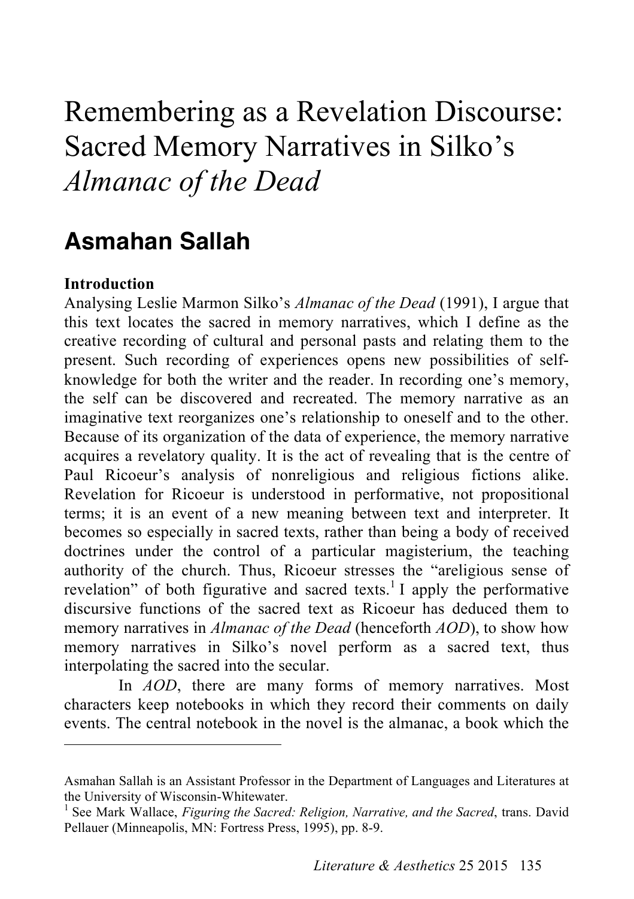# Remembering as a Revelation Discourse: Sacred Memory Narratives in Silko's *Almanac of the Dead*

## Asmahan Sallah

**Introduction**

Analysing Leslie Marmon Silko's *Almanac of the Dead* (1991), I argue that this text locates the sacred in memory narratives, which I define as the creative recording of cultural and personal pasts and relating them to the present. Such recording of experiences opens new possibilities of self-knowledge for both the writer and the reader. In recording one's memory, the self can be discovered and recreated. The memory narrative as an imaginative text reorganizes one's relationship to oneself and to the other. Because of its organization of the data of experience, the memory narrative acquires a revelatory quality. It is the act of revealing that is the centre of Paul Ricoeur's analysis of nonreligious and religious fictions alike. Revelation for Ricoeur is understood in performative, not propositional terms; it is an event of a new meaning between text and interpreter. It becomes so especially in sacred texts, rather than being a body of received doctrines under the control of a particular magisterium, the teaching authority of the church. Thus, Ricoeur stresses the "areligious sense of revelation" of both figurative and sacred texts.[1] I apply the performative discursive functions of the sacred text as Ricoeur has deduced them to memory narratives in *Almanac of the Dead* (henceforth *AOD*), to show how memory narratives in Silko's novel perform as a sacred text, thus interpolating the sacred into the secular.

In *AOD*, there are many forms of memory narratives. Most characters keep notebooks in which they record their comments on daily events. The central notebook in the novel is the almanac, a book which the

---

Asmahan Sallah is an Assistant Professor in the Department of Languages and Literatures at the University of Wisconsin-Whitewater.

[1] See Mark Wallace, *Figuring the Sacred: Religion, Narrative, and the Sacred*, trans. David Pellauer (Minneapolis, MN: Fortress Press, 1995), pp. 8-9.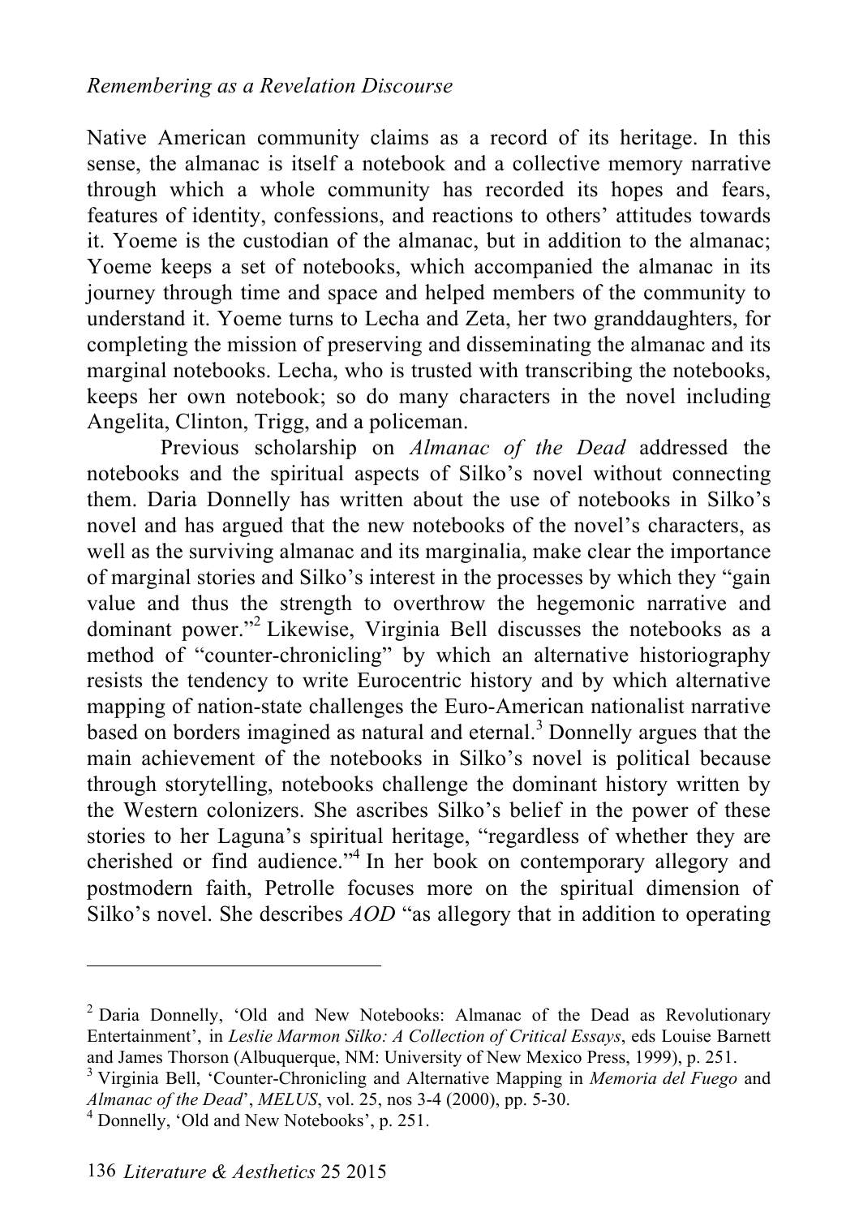Native American community claims as a record of its heritage. In this sense, the almanac is itself a notebook and a collective memory narrative through which a whole community has recorded its hopes and fears, features of identity, confessions, and reactions to others' attitudes towards it. Yoeme is the custodian of the almanac, but in addition to the almanac; Yoeme keeps a set of notebooks, which accompanied the almanac in its journey through time and space and helped members of the community to understand it. Yoeme turns to Lecha and Zeta, her two granddaughters, for completing the mission of preserving and disseminating the almanac and its marginal notebooks. Lecha, who is trusted with transcribing the notebooks, keeps her own notebook; so do many characters in the novel including Angelita, Clinton, Trigg, and a policeman.

Previous scholarship on *Almanac of the Dead* addressed the notebooks and the spiritual aspects of Silko's novel without connecting them. Daria Donnelly has written about the use of notebooks in Silko's novel and has argued that the new notebooks of the novel's characters, as well as the surviving almanac and its marginalia, make clear the importance of marginal stories and Silko's interest in the processes by which they "gain value and thus the strength to overthrow the hegemonic narrative and dominant power."[2] Likewise, Virginia Bell discusses the notebooks as a method of "counter-chronicling" by which an alternative historiography resists the tendency to write Eurocentric history and by which alternative mapping of nation-state challenges the Euro-American nationalist narrative based on borders imagined as natural and eternal.[3] Donnelly argues that the main achievement of the notebooks in Silko's novel is political because through storytelling, notebooks challenge the dominant history written by the Western colonizers. She ascribes Silko's belief in the power of these stories to her Laguna's spiritual heritage, "regardless of whether they are cherished or find audience."[4] In her book on contemporary allegory and postmodern faith, Petrolle focuses more on the spiritual dimension of Silko's novel. She describes *AOD* "as allegory that in addition to operating

---

[2] Daria Donnelly, 'Old and New Notebooks: Almanac of the Dead as Revolutionary Entertainment', in *Leslie Marmon Silko: A Collection of Critical Essays*, eds Louise Barnett and James Thorson (Albuquerque, NM: University of New Mexico Press, 1999), p. 251.

[3] Virginia Bell, 'Counter-Chronicling and Alternative Mapping in *Memoria del Fuego* and *Almanac of the Dead*', *MELUS*, vol. 25, nos 3-4 (2000), pp. 5-30.

[4] Donnelly, 'Old and New Notebooks', p. 251.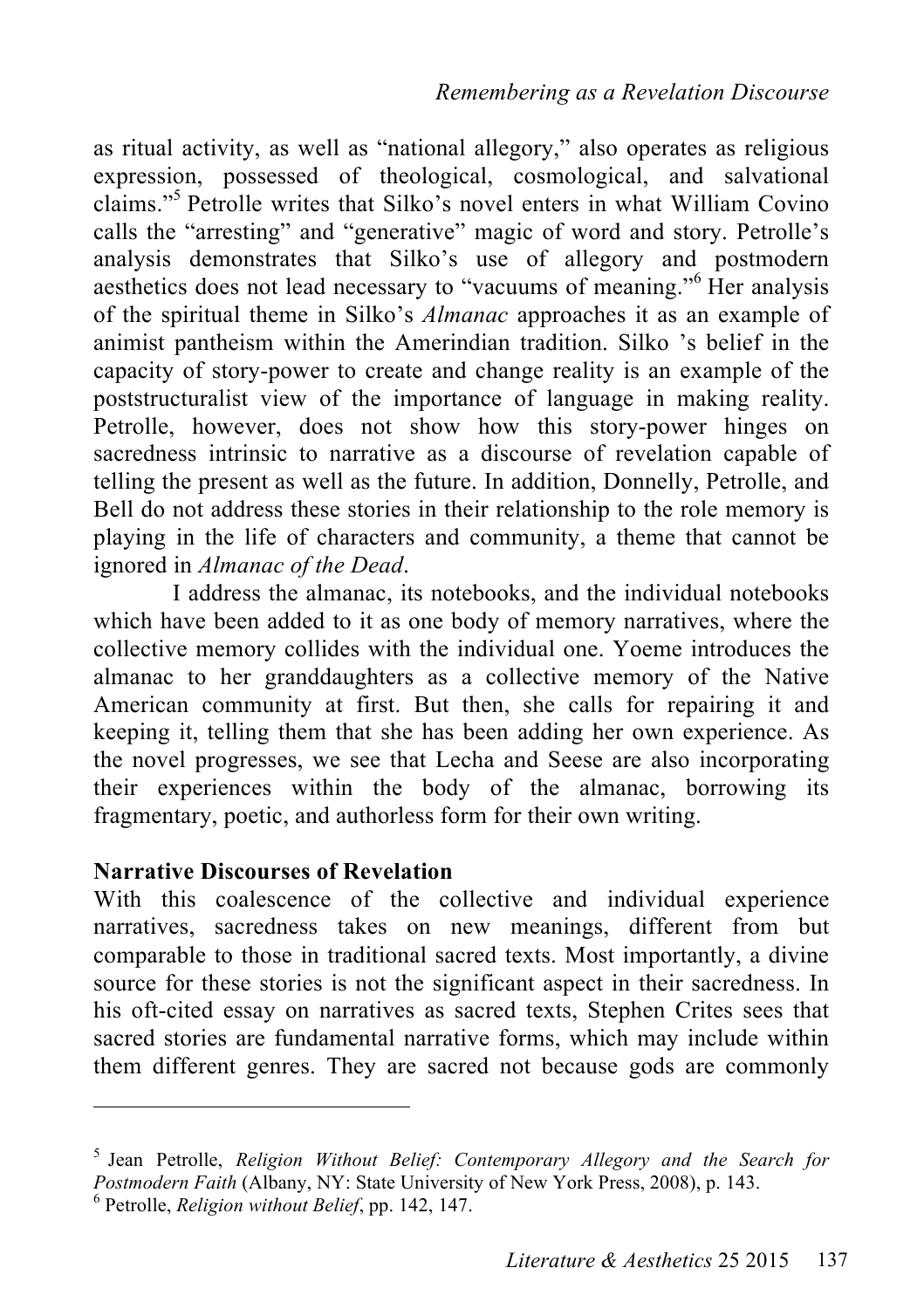as ritual activity, as well as "national allegory," also operates as religious expression, possessed of theological, cosmological, and salvational claims."[5] Petrolle writes that Silko's novel enters in what William Covino calls the "arresting" and "generative" magic of word and story. Petrolle's analysis demonstrates that Silko's use of allegory and postmodern aesthetics does not lead necessary to "vacuums of meaning."[6] Her analysis of the spiritual theme in Silko's *Almanac* approaches it as an example of animist pantheism within the Amerindian tradition. Silko 's belief in the capacity of story-power to create and change reality is an example of the poststructuralist view of the importance of language in making reality. Petrolle, however, does not show how this story-power hinges on sacredness intrinsic to narrative as a discourse of revelation capable of telling the present as well as the future. In addition, Donnelly, Petrolle, and Bell do not address these stories in their relationship to the role memory is playing in the life of characters and community, a theme that cannot be ignored in *Almanac of the Dead*.

I address the almanac, its notebooks, and the individual notebooks which have been added to it as one body of memory narratives, where the collective memory collides with the individual one. Yoeme introduces the almanac to her granddaughters as a collective memory of the Native American community at first. But then, she calls for repairing it and keeping it, telling them that she has been adding her own experience. As the novel progresses, we see that Lecha and Seese are also incorporating their experiences within the body of the almanac, borrowing its fragmentary, poetic, and authorless form for their own writing.

## Narrative Discourses of Revelation

With this coalescence of the collective and individual experience narratives, sacredness takes on new meanings, different from but comparable to those in traditional sacred texts. Most importantly, a divine source for these stories is not the significant aspect in their sacredness. In his oft-cited essay on narratives as sacred texts, Stephen Crites sees that sacred stories are fundamental narrative forms, which may include within them different genres. They are sacred not because gods are commonly

---

[5] Jean Petrolle, *Religion Without Belief: Contemporary Allegory and the Search for Postmodern Faith* (Albany, NY: State University of New York Press, 2008), p. 143.

[6] Petrolle, *Religion without Belief*, pp. 142, 147.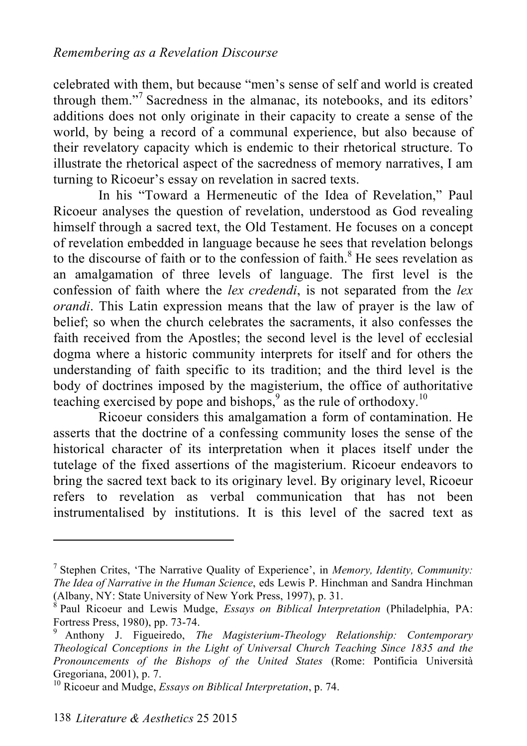celebrated with them, but because "men's sense of self and world is created through them."[7] Sacredness in the almanac, its notebooks, and its editors' additions does not only originate in their capacity to create a sense of the world, by being a record of a communal experience, but also because of their revelatory capacity which is endemic to their rhetorical structure. To illustrate the rhetorical aspect of the sacredness of memory narratives, I am turning to Ricoeur's essay on revelation in sacred texts.

In his "Toward a Hermeneutic of the Idea of Revelation," Paul Ricoeur analyses the question of revelation, understood as God revealing himself through a sacred text, the Old Testament. He focuses on a concept of revelation embedded in language because he sees that revelation belongs to the discourse of faith or to the confession of faith.[8] He sees revelation as an amalgamation of three levels of language. The first level is the confession of faith where the *lex credendi*, is not separated from the *lex orandi*. This Latin expression means that the law of prayer is the law of belief; so when the church celebrates the sacraments, it also confesses the faith received from the Apostles; the second level is the level of ecclesial dogma where a historic community interprets for itself and for others the understanding of faith specific to its tradition; and the third level is the body of doctrines imposed by the magisterium, the office of authoritative teaching exercised by pope and bishops,[9] as the rule of orthodoxy.[10]

Ricoeur considers this amalgamation a form of contamination. He asserts that the doctrine of a confessing community loses the sense of the historical character of its interpretation when it places itself under the tutelage of the fixed assertions of the magisterium. Ricoeur endeavors to bring the sacred text back to its originary level. By originary level, Ricoeur refers to revelation as verbal communication that has not been instrumentalised by institutions. It is this level of the sacred text as

---

[7] Stephen Crites, 'The Narrative Quality of Experience', in *Memory, Identity, Community: The Idea of Narrative in the Human Science*, eds Lewis P. Hinchman and Sandra Hinchman (Albany, NY: State University of New York Press, 1997), p. 31.

[8] Paul Ricoeur and Lewis Mudge, *Essays on Biblical Interpretation* (Philadelphia, PA: Fortress Press, 1980), pp. 73-74.

[9] Anthony J. Figueiredo, *The Magisterium-Theology Relationship: Contemporary Theological Conceptions in the Light of Universal Church Teaching Since 1835 and the Pronouncements of the Bishops of the United States* (Rome: Pontificia Università Gregoriana, 2001), p. 7.

[10] Ricoeur and Mudge, *Essays on Biblical Interpretation*, p. 74.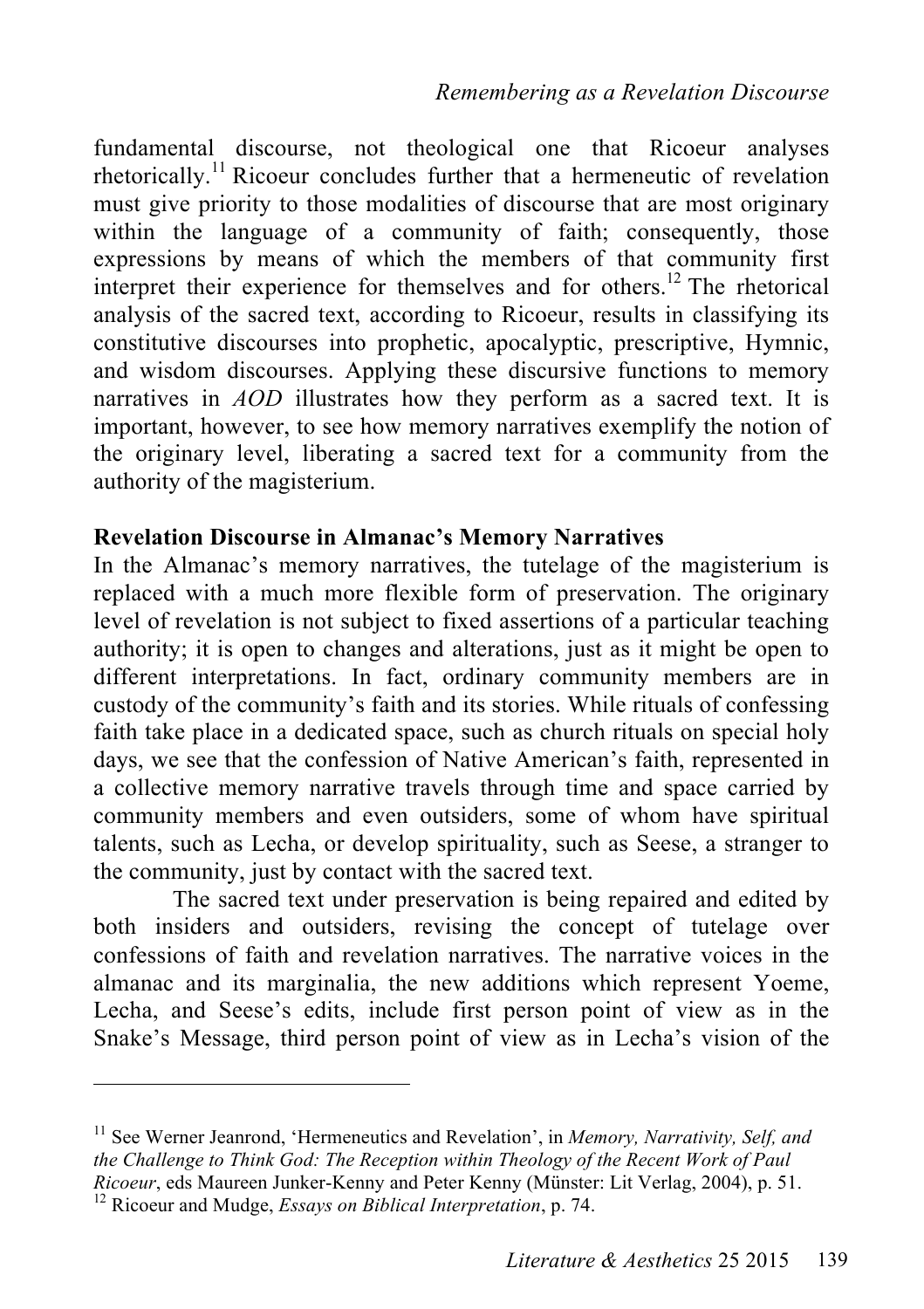fundamental discourse, not theological one that Ricoeur analyses rhetorically.[11] Ricoeur concludes further that a hermeneutic of revelation must give priority to those modalities of discourse that are most originary within the language of a community of faith; consequently, those expressions by means of which the members of that community first interpret their experience for themselves and for others.[12] The rhetorical analysis of the sacred text, according to Ricoeur, results in classifying its constitutive discourses into prophetic, apocalyptic, prescriptive, Hymnic, and wisdom discourses. Applying these discursive functions to memory narratives in *AOD* illustrates how they perform as a sacred text. It is important, however, to see how memory narratives exemplify the notion of the originary level, liberating a sacred text for a community from the authority of the magisterium.

**Revelation Discourse in Almanac's Memory Narratives**

In the Almanac's memory narratives, the tutelage of the magisterium is replaced with a much more flexible form of preservation. The originary level of revelation is not subject to fixed assertions of a particular teaching authority; it is open to changes and alterations, just as it might be open to different interpretations. In fact, ordinary community members are in custody of the community's faith and its stories. While rituals of confessing faith take place in a dedicated space, such as church rituals on special holy days, we see that the confession of Native American's faith, represented in a collective memory narrative travels through time and space carried by community members and even outsiders, some of whom have spiritual talents, such as Lecha, or develop spirituality, such as Seese, a stranger to the community, just by contact with the sacred text.

The sacred text under preservation is being repaired and edited by both insiders and outsiders, revising the concept of tutelage over confessions of faith and revelation narratives. The narrative voices in the almanac and its marginalia, the new additions which represent Yoeme, Lecha, and Seese's edits, include first person point of view as in the Snake's Message, third person point of view as in Lecha's vision of the

---

[11] See Werner Jeanrond, 'Hermeneutics and Revelation', in *Memory, Narrativity, Self, and the Challenge to Think God: The Reception within Theology of the Recent Work of Paul Ricoeur*, eds Maureen Junker-Kenny and Peter Kenny (Münster: Lit Verlag, 2004), p. 51.

[12] Ricoeur and Mudge, *Essays on Biblical Interpretation*, p. 74.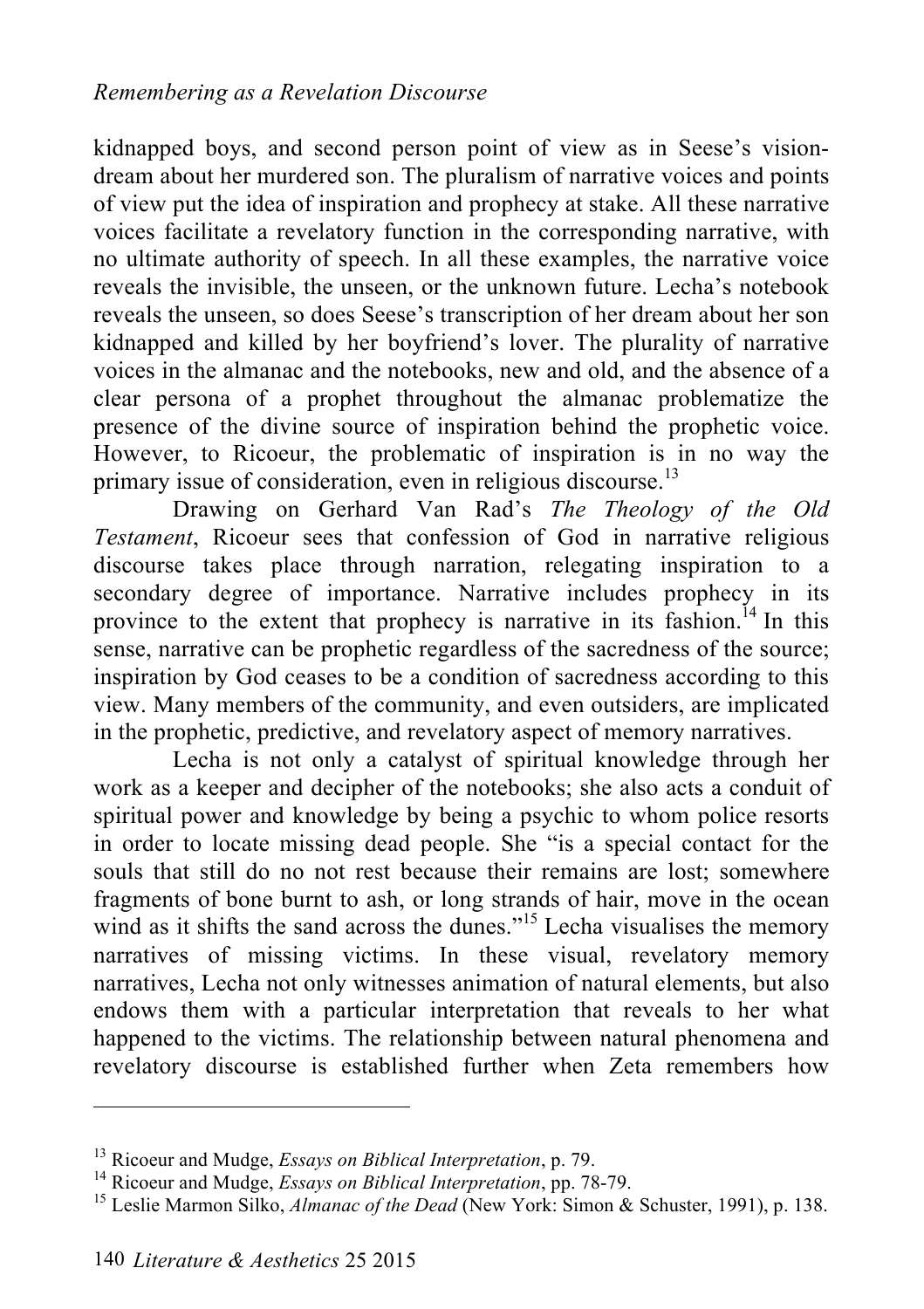kidnapped boys, and second person point of view as in Seese's vision-dream about her murdered son. The pluralism of narrative voices and points of view put the idea of inspiration and prophecy at stake. All these narrative voices facilitate a revelatory function in the corresponding narrative, with no ultimate authority of speech. In all these examples, the narrative voice reveals the invisible, the unseen, or the unknown future. Lecha's notebook reveals the unseen, so does Seese's transcription of her dream about her son kidnapped and killed by her boyfriend's lover. The plurality of narrative voices in the almanac and the notebooks, new and old, and the absence of a clear persona of a prophet throughout the almanac problematize the presence of the divine source of inspiration behind the prophetic voice. However, to Ricoeur, the problematic of inspiration is in no way the primary issue of consideration, even in religious discourse.[13]

Drawing on Gerhard Van Rad's *The Theology of the Old Testament*, Ricoeur sees that confession of God in narrative religious discourse takes place through narration, relegating inspiration to a secondary degree of importance. Narrative includes prophecy in its province to the extent that prophecy is narrative in its fashion.[14] In this sense, narrative can be prophetic regardless of the sacredness of the source; inspiration by God ceases to be a condition of sacredness according to this view. Many members of the community, and even outsiders, are implicated in the prophetic, predictive, and revelatory aspect of memory narratives.

Lecha is not only a catalyst of spiritual knowledge through her work as a keeper and decipher of the notebooks; she also acts a conduit of spiritual power and knowledge by being a psychic to whom police resorts in order to locate missing dead people. She "is a special contact for the souls that still do no not rest because their remains are lost; somewhere fragments of bone burnt to ash, or long strands of hair, move in the ocean wind as it shifts the sand across the dunes."[15] Lecha visualises the memory narratives of missing victims. In these visual, revelatory memory narratives, Lecha not only witnesses animation of natural elements, but also endows them with a particular interpretation that reveals to her what happened to the victims. The relationship between natural phenomena and revelatory discourse is established further when Zeta remembers how

---

[13] Ricoeur and Mudge, *Essays on Biblical Interpretation*, p. 79.

[14] Ricoeur and Mudge, *Essays on Biblical Interpretation*, pp. 78-79.

[15] Leslie Marmon Silko, *Almanac of the Dead* (New York: Simon & Schuster, 1991), p. 138.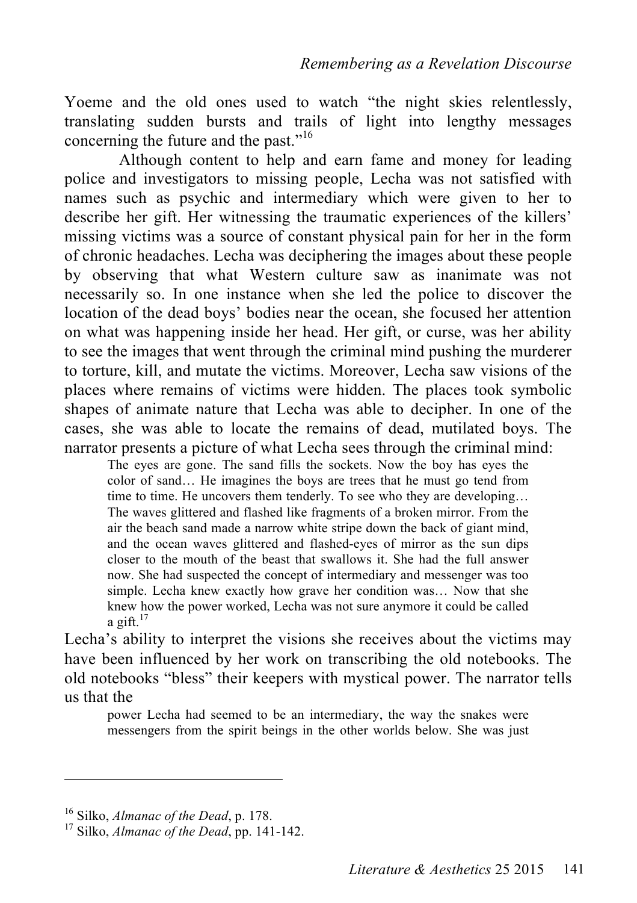Yoeme and the old ones used to watch “the night skies relentlessly, translating sudden bursts and trails of light into lengthy messages concerning the future and the past.”[16]

Although content to help and earn fame and money for leading police and investigators to missing people, Lecha was not satisfied with names such as psychic and intermediary which were given to her to describe her gift. Her witnessing the traumatic experiences of the killers’ missing victims was a source of constant physical pain for her in the form of chronic headaches. Lecha was deciphering the images about these people by observing that what Western culture saw as inanimate was not necessarily so. In one instance when she led the police to discover the location of the dead boys’ bodies near the ocean, she focused her attention on what was happening inside her head. Her gift, or curse, was her ability to see the images that went through the criminal mind pushing the murderer to torture, kill, and mutate the victims. Moreover, Lecha saw visions of the places where remains of victims were hidden. The places took symbolic shapes of animate nature that Lecha was able to decipher. In one of the cases, she was able to locate the remains of dead, mutilated boys. The narrator presents a picture of what Lecha sees through the criminal mind:

> The eyes are gone. The sand fills the sockets. Now the boy has eyes the color of sand… He imagines the boys are trees that he must go tend from time to time. He uncovers them tenderly. To see who they are developing… The waves glittered and flashed like fragments of a broken mirror. From the air the beach sand made a narrow white stripe down the back of giant mind, and the ocean waves glittered and flashed-eyes of mirror as the sun dips closer to the mouth of the beast that swallows it. She had the full answer now. She had suspected the concept of intermediary and messenger was too simple. Lecha knew exactly how grave her condition was… Now that she knew how the power worked, Lecha was not sure anymore it could be called a gift.[17]

Lecha’s ability to interpret the visions she receives about the victims may have been influenced by her work on transcribing the old notebooks. The old notebooks “bless” their keepers with mystical power. The narrator tells us that the

> power Lecha had seemed to be an intermediary, the way the snakes were messengers from the spirit beings in the other worlds below. She was just

---

[16] Silko, *Almanac of the Dead*, p. 178.

[17] Silko, *Almanac of the Dead*, pp. 141-142.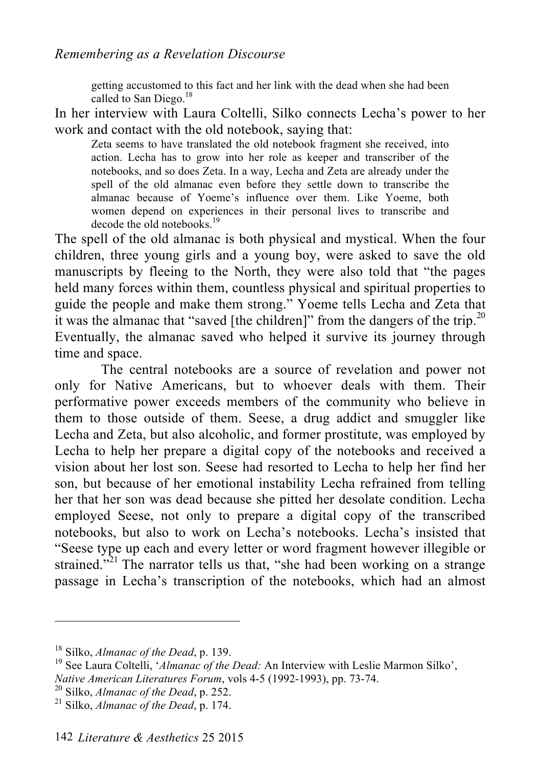getting accustomed to this fact and her link with the dead when she had been called to San Diego.[18]

In her interview with Laura Coltelli, Silko connects Lecha's power to her work and contact with the old notebook, saying that:

> Zeta seems to have translated the old notebook fragment she received, into action. Lecha has to grow into her role as keeper and transcriber of the notebooks, and so does Zeta. In a way, Lecha and Zeta are already under the spell of the old almanac even before they settle down to transcribe the almanac because of Yoeme's influence over them. Like Yoeme, both women depend on experiences in their personal lives to transcribe and decode the old notebooks.[19]

The spell of the old almanac is both physical and mystical. When the four children, three young girls and a young boy, were asked to save the old manuscripts by fleeing to the North, they were also told that "the pages held many forces within them, countless physical and spiritual properties to guide the people and make them strong." Yoeme tells Lecha and Zeta that it was the almanac that "saved [the children]" from the dangers of the trip.[20] Eventually, the almanac saved who helped it survive its journey through time and space.

The central notebooks are a source of revelation and power not only for Native Americans, but to whoever deals with them. Their performative power exceeds members of the community who believe in them to those outside of them. Seese, a drug addict and smuggler like Lecha and Zeta, but also alcoholic, and former prostitute, was employed by Lecha to help her prepare a digital copy of the notebooks and received a vision about her lost son. Seese had resorted to Lecha to help her find her son, but because of her emotional instability Lecha refrained from telling her that her son was dead because she pitted her desolate condition. Lecha employed Seese, not only to prepare a digital copy of the transcribed notebooks, but also to work on Lecha's notebooks. Lecha's insisted that "Seese type up each and every letter or word fragment however illegible or strained."[21] The narrator tells us that, "she had been working on a strange passage in Lecha's transcription of the notebooks, which had an almost

---

[18] Silko, *Almanac of the Dead*, p. 139.

[19] See Laura Coltelli, '*Almanac of the Dead:* An Interview with Leslie Marmon Silko', *Native American Literatures Forum*, vols 4-5 (1992-1993), pp. 73-74.

[20] Silko, *Almanac of the Dead*, p. 252.

[21] Silko, *Almanac of the Dead*, p. 174.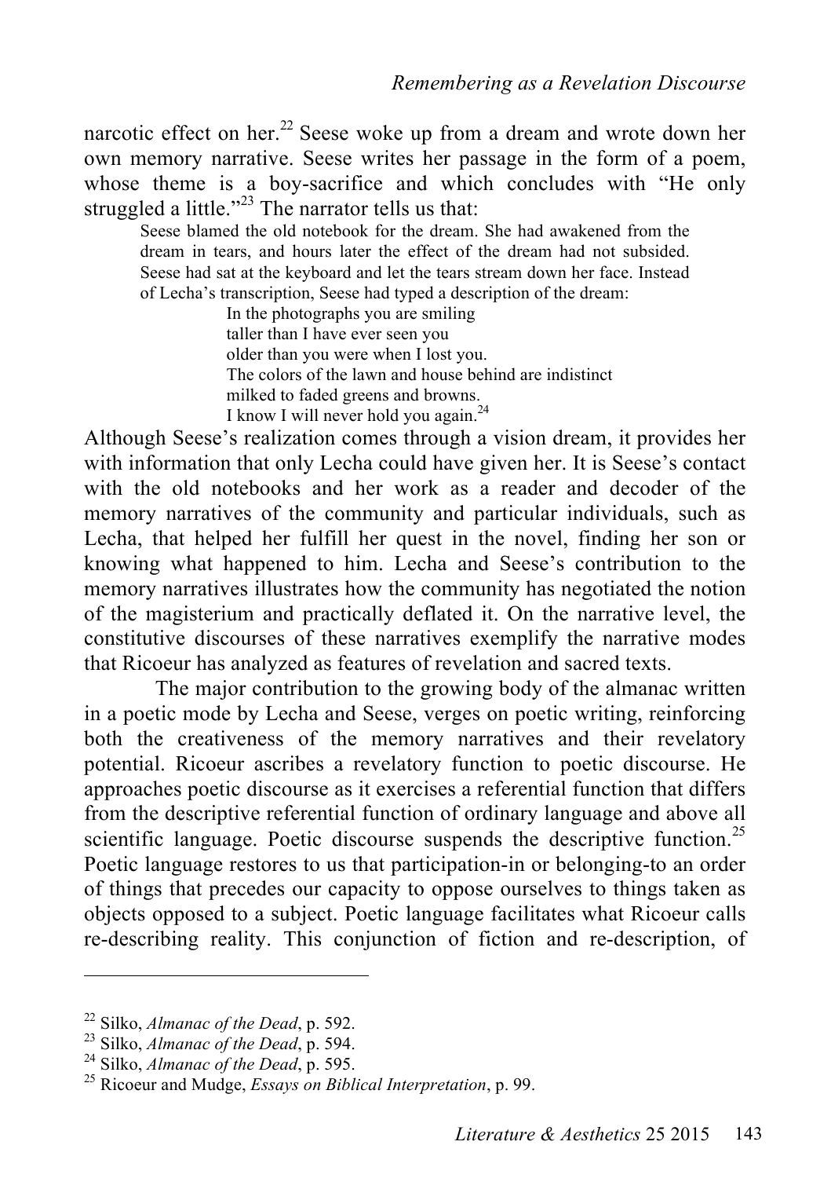narcotic effect on her.[22] Seese woke up from a dream and wrote down her own memory narrative. Seese writes her passage in the form of a poem, whose theme is a boy-sacrifice and which concludes with "He only struggled a little."[23] The narrator tells us that:

> Seese blamed the old notebook for the dream. She had awakened from the dream in tears, and hours later the effect of the dream had not subsided. Seese had sat at the keyboard and let the tears stream down her face. Instead of Lecha's transcription, Seese had typed a description of the dream:
>
> In the photographs you are smiling
> taller than I have ever seen you
> older than you were when I lost you.
> The colors of the lawn and house behind are indistinct
> milked to faded greens and browns.
> I know I will never hold you again.[24]

Although Seese's realization comes through a vision dream, it provides her with information that only Lecha could have given her. It is Seese's contact with the old notebooks and her work as a reader and decoder of the memory narratives of the community and particular individuals, such as Lecha, that helped her fulfill her quest in the novel, finding her son or knowing what happened to him. Lecha and Seese's contribution to the memory narratives illustrates how the community has negotiated the notion of the magisterium and practically deflated it. On the narrative level, the constitutive discourses of these narratives exemplify the narrative modes that Ricoeur has analyzed as features of revelation and sacred texts.

The major contribution to the growing body of the almanac written in a poetic mode by Lecha and Seese, verges on poetic writing, reinforcing both the creativeness of the memory narratives and their revelatory potential. Ricoeur ascribes a revelatory function to poetic discourse. He approaches poetic discourse as it exercises a referential function that differs from the descriptive referential function of ordinary language and above all scientific language. Poetic discourse suspends the descriptive function.[25] Poetic language restores to us that participation-in or belonging-to an order of things that precedes our capacity to oppose ourselves to things taken as objects opposed to a subject. Poetic language facilitates what Ricoeur calls re-describing reality. This conjunction of fiction and re-description, of

---

[22] Silko, *Almanac of the Dead*, p. 592.
[23] Silko, *Almanac of the Dead*, p. 594.
[24] Silko, *Almanac of the Dead*, p. 595.
[25] Ricoeur and Mudge, *Essays on Biblical Interpretation*, p. 99.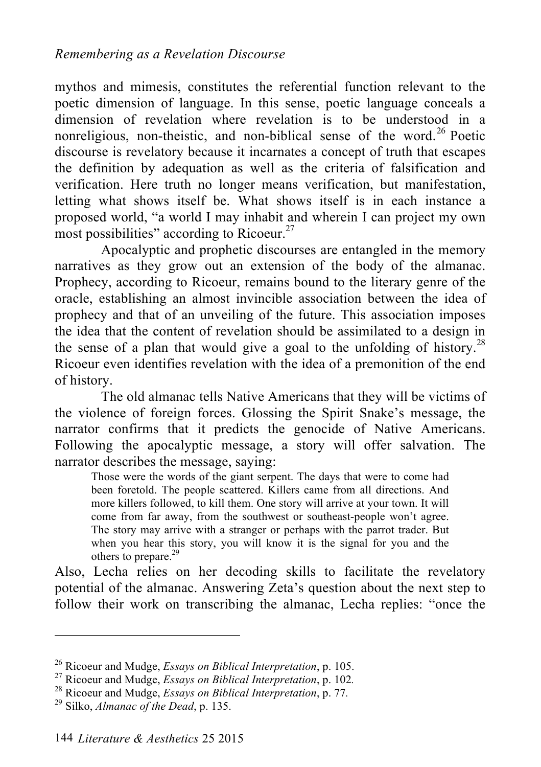mythos and mimesis, constitutes the referential function relevant to the poetic dimension of language. In this sense, poetic language conceals a dimension of revelation where revelation is to be understood in a nonreligious, non-theistic, and non-biblical sense of the word.[26] Poetic discourse is revelatory because it incarnates a concept of truth that escapes the definition by adequation as well as the criteria of falsification and verification. Here truth no longer means verification, but manifestation, letting what shows itself be. What shows itself is in each instance a proposed world, "a world I may inhabit and wherein I can project my own most possibilities" according to Ricoeur.[27]

Apocalyptic and prophetic discourses are entangled in the memory narratives as they grow out an extension of the body of the almanac. Prophecy, according to Ricoeur, remains bound to the literary genre of the oracle, establishing an almost invincible association between the idea of prophecy and that of an unveiling of the future. This association imposes the idea that the content of revelation should be assimilated to a design in the sense of a plan that would give a goal to the unfolding of history.[28] Ricoeur even identifies revelation with the idea of a premonition of the end of history.

The old almanac tells Native Americans that they will be victims of the violence of foreign forces. Glossing the Spirit Snake's message, the narrator confirms that it predicts the genocide of Native Americans. Following the apocalyptic message, a story will offer salvation. The narrator describes the message, saying:

> Those were the words of the giant serpent. The days that were to come had been foretold. The people scattered. Killers came from all directions. And more killers followed, to kill them. One story will arrive at your town. It will come from far away, from the southwest or southeast-people won't agree. The story may arrive with a stranger or perhaps with the parrot trader. But when you hear this story, you will know it is the signal for you and the others to prepare.[29]

Also, Lecha relies on her decoding skills to facilitate the revelatory potential of the almanac. Answering Zeta's question about the next step to follow their work on transcribing the almanac, Lecha replies: "once the

---

[26] Ricoeur and Mudge, *Essays on Biblical Interpretation*, p. 105.

[27] Ricoeur and Mudge, *Essays on Biblical Interpretation*, p. 102.

[28] Ricoeur and Mudge, *Essays on Biblical Interpretation*, p. 77.

[29] Silko, *Almanac of the Dead*, p. 135.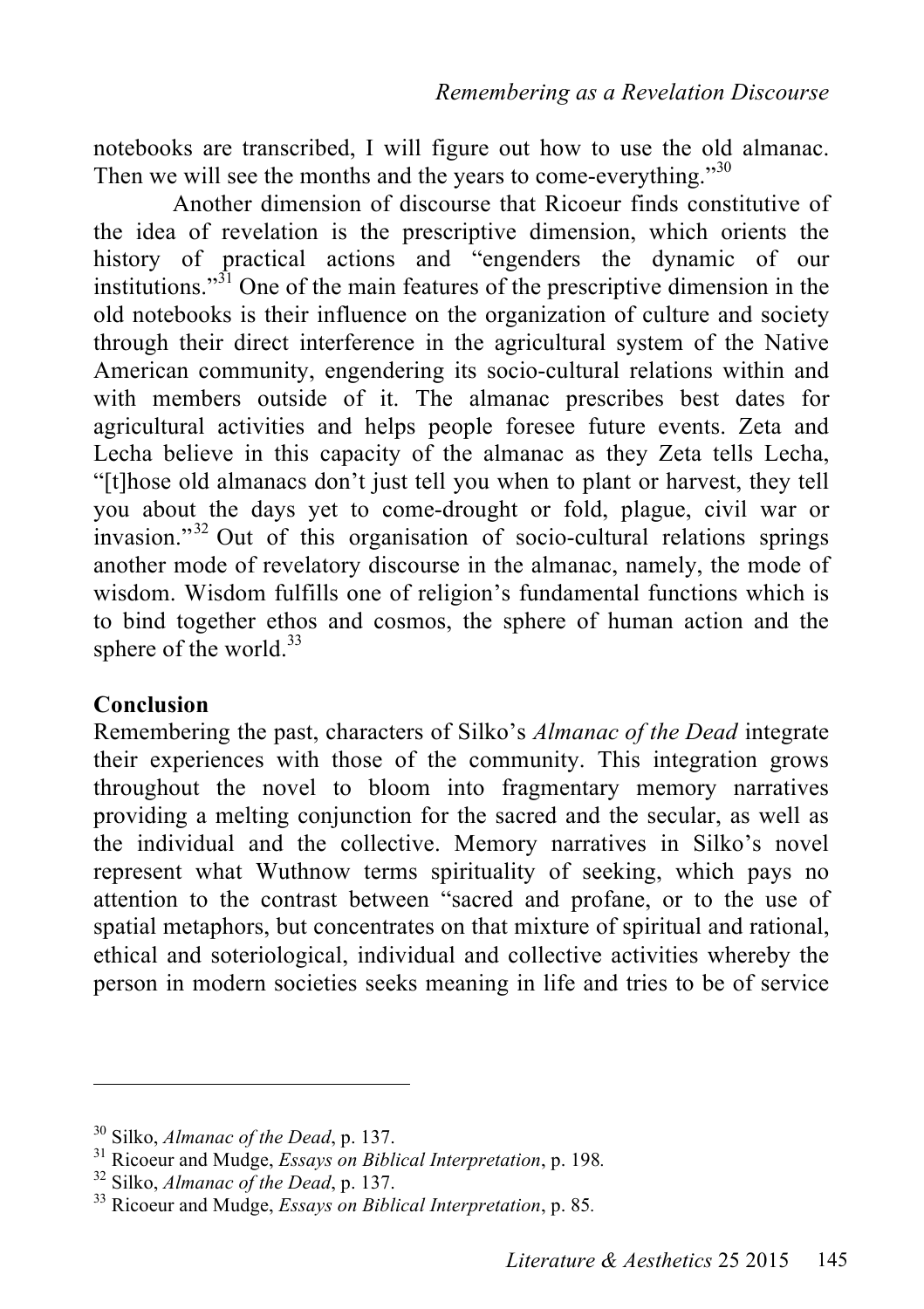notebooks are transcribed, I will figure out how to use the old almanac. Then we will see the months and the years to come-everything."[30]

Another dimension of discourse that Ricoeur finds constitutive of the idea of revelation is the prescriptive dimension, which orients the history of practical actions and "engenders the dynamic of our institutions."[31] One of the main features of the prescriptive dimension in the old notebooks is their influence on the organization of culture and society through their direct interference in the agricultural system of the Native American community, engendering its socio-cultural relations within and with members outside of it. The almanac prescribes best dates for agricultural activities and helps people foresee future events. Zeta and Lecha believe in this capacity of the almanac as they Zeta tells Lecha, "[t]hose old almanacs don't just tell you when to plant or harvest, they tell you about the days yet to come-drought or fold, plague, civil war or invasion."[32] Out of this organisation of socio-cultural relations springs another mode of revelatory discourse in the almanac, namely, the mode of wisdom. Wisdom fulfills one of religion's fundamental functions which is to bind together ethos and cosmos, the sphere of human action and the sphere of the world.[33]

**Conclusion**

Remembering the past, characters of Silko's *Almanac of the Dead* integrate their experiences with those of the community. This integration grows throughout the novel to bloom into fragmentary memory narratives providing a melting conjunction for the sacred and the secular, as well as the individual and the collective. Memory narratives in Silko's novel represent what Wuthnow terms spirituality of seeking, which pays no attention to the contrast between "sacred and profane, or to the use of spatial metaphors, but concentrates on that mixture of spiritual and rational, ethical and soteriological, individual and collective activities whereby the person in modern societies seeks meaning in life and tries to be of service

---

[30] Silko, *Almanac of the Dead*, p. 137.

[31] Ricoeur and Mudge, *Essays on Biblical Interpretation*, p. 198.

[32] Silko, *Almanac of the Dead*, p. 137.

[33] Ricoeur and Mudge, *Essays on Biblical Interpretation*, p. 85.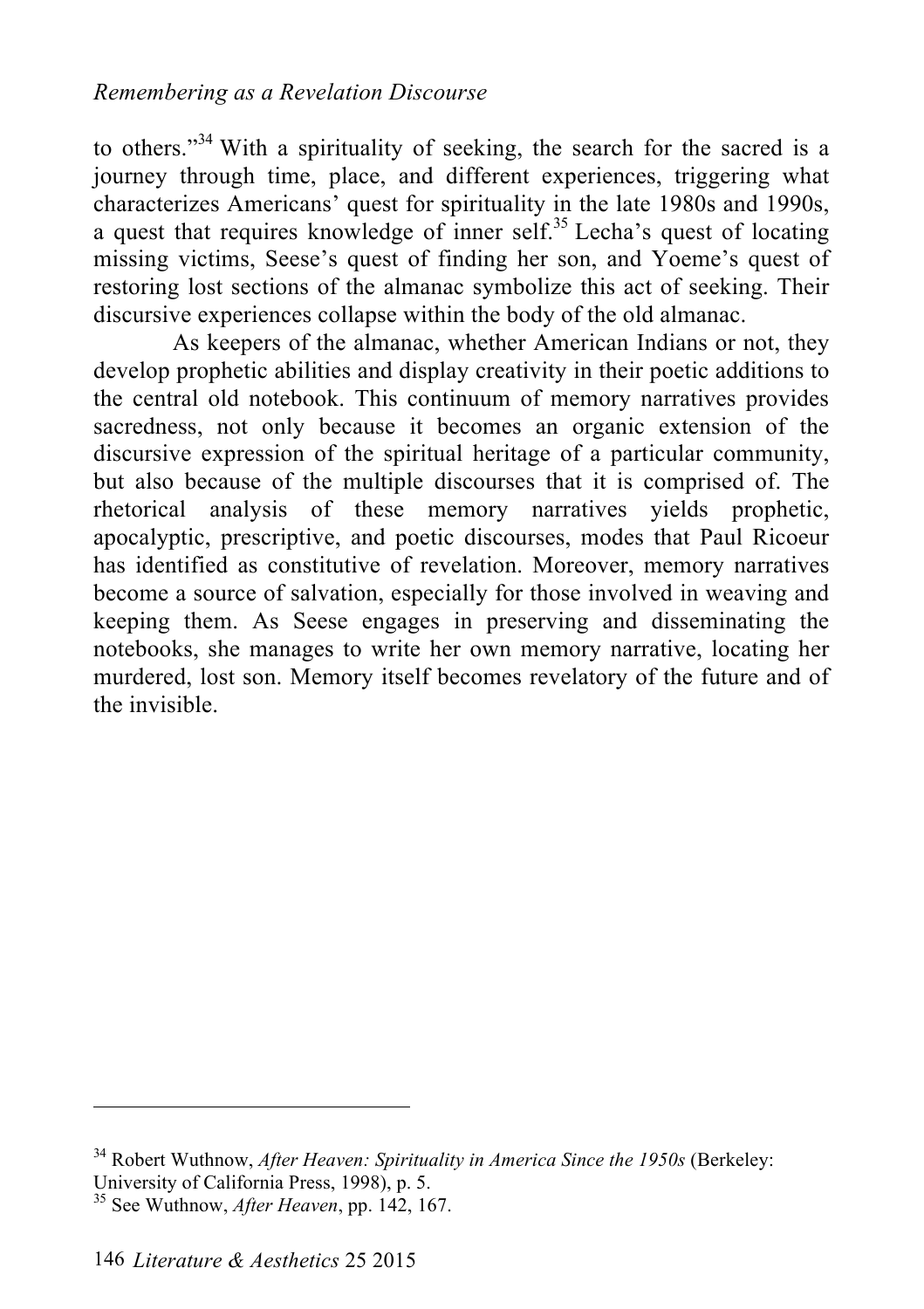to others."[34] With a spirituality of seeking, the search for the sacred is a journey through time, place, and different experiences, triggering what characterizes Americans' quest for spirituality in the late 1980s and 1990s, a quest that requires knowledge of inner self.[35] Lecha's quest of locating missing victims, Seese's quest of finding her son, and Yoeme's quest of restoring lost sections of the almanac symbolize this act of seeking. Their discursive experiences collapse within the body of the old almanac.

As keepers of the almanac, whether American Indians or not, they develop prophetic abilities and display creativity in their poetic additions to the central old notebook. This continuum of memory narratives provides sacredness, not only because it becomes an organic extension of the discursive expression of the spiritual heritage of a particular community, but also because of the multiple discourses that it is comprised of. The rhetorical analysis of these memory narratives yields prophetic, apocalyptic, prescriptive, and poetic discourses, modes that Paul Ricoeur has identified as constitutive of revelation. Moreover, memory narratives become a source of salvation, especially for those involved in weaving and keeping them. As Seese engages in preserving and disseminating the notebooks, she manages to write her own memory narrative, locating her murdered, lost son. Memory itself becomes revelatory of the future and of the invisible.

---

[34] Robert Wuthnow, *After Heaven: Spirituality in America Since the 1950s* (Berkeley: University of California Press, 1998), p. 5.

[35] See Wuthnow, *After Heaven*, pp. 142, 167.